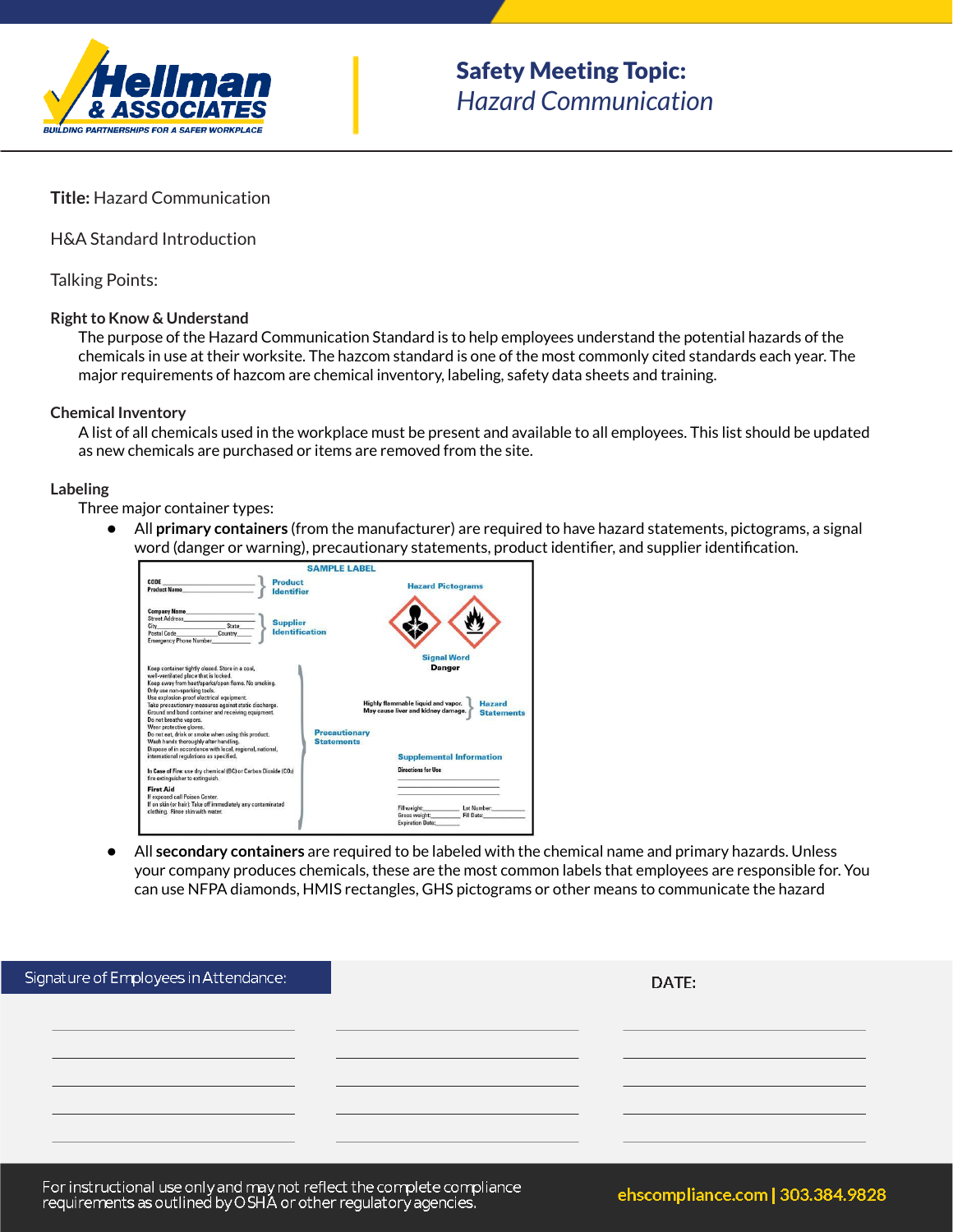# Safety Meeting Topic:
*Hazard Communication*

**Title:** Hazard Communication

H&A Standard Introduction

Talking Points:

**Right to Know & Understand**

The purpose of the Hazard Communication Standard is to help employees understand the potential hazards of the chemicals in use at their worksite. The hazcom standard is one of the most commonly cited standards each year. The major requirements of hazcom are chemical inventory, labeling, safety data sheets and training.

**Chemical Inventory**

A list of all chemicals used in the workplace must be present and available to all employees. This list should be updated as new chemicals are purchased or items are removed from the site.

**Labeling**

Three major container types:

- All **primary containers** (from the manufacturer) are required to have hazard statements, pictograms, a signal word (danger or warning), precautionary statements, product identifier, and supplier identification.

SAMPLE LABEL

CODE ______
Product Name ______ — Product Identifier

Company Name ______
Street Address ______
City ______ State ______
Postal Code ______ Country ______
Emergency Phone Number ______ — Supplier Identification

Hazard Pictograms

Signal Word: Danger

Highly flammable liquid and vapor. May cause liver and kidney damage. — Hazard Statements

Keep container tightly closed. Store in a cool, well-ventilated place that is locked.
Keep away from heat/sparks/open flame. No smoking.
Only use non-sparking tools.
Use explosion-proof electrical equipment.
Take precautionary measures against static discharge.
Ground and bond container and receiving equipment.
Do not breathe vapors.
Wear protective gloves.
Do not eat, drink or smoke when using this product.
Wash hands thoroughly after handling.
Dispose of in accordance with local, regional, national, international regulations as specified.

In Case of Fire: use dry chemical (BC) or Carbon Dioxide ($CO_2$) fire extinguisher to extinguish.

First Aid
If exposed call Poison Center.
If on skin (or hair): Take off immediately any contaminated clothing. Rinse skin with water. — Precautionary Statements

Supplemental Information
Directions for Use
______
Fill weight: ______ Lot Number: ______
Gross weight: ______ Fill Date: ______
Expiration Date: ______

- All **secondary containers** are required to be labeled with the chemical name and primary hazards. Unless your company produces chemicals, these are the most common labels that employees are responsible for. You can use NFPA diamonds, HMIS rectangles, GHS pictograms or other means to communicate the hazard

Signature of Employees in Attendance:

DATE:

For instructional use only and may not reflect the complete compliance requirements as outlined by OSHA or other regulatory agencies.

ehscompliance.com | 303.384.9828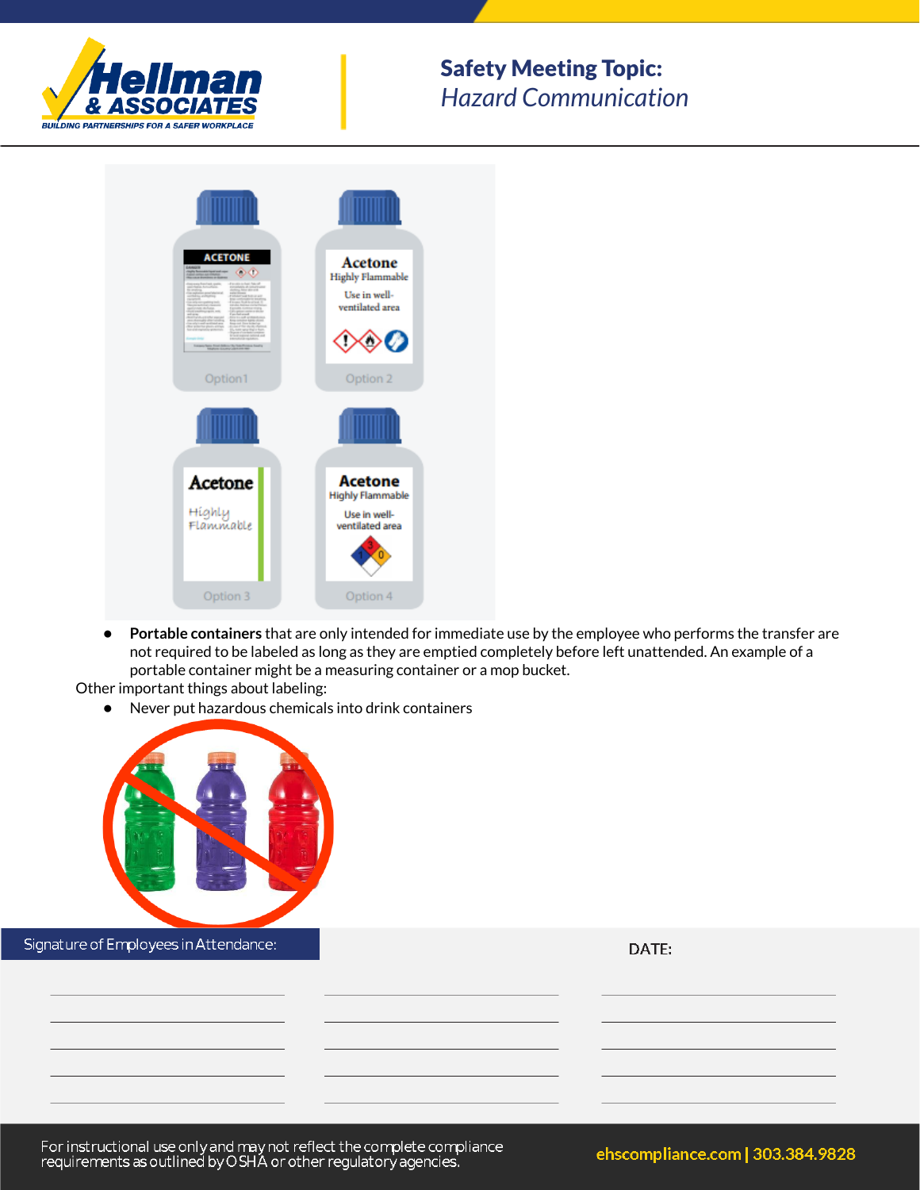**Safety Meeting Topic:**
*Hazard Communication*

- **Portable containers** that are only intended for immediate use by the employee who performs the transfer are not required to be labeled as long as they are emptied completely before left unattended. An example of a portable container might be a measuring container or a mop bucket.

Other important things about labeling:

- Never put hazardous chemicals into drink containers

Signature of Employees in Attendance:

DATE:

| | | |
|---|---|---|
| | | |
| | | |
| | | |
| | | |
| | | |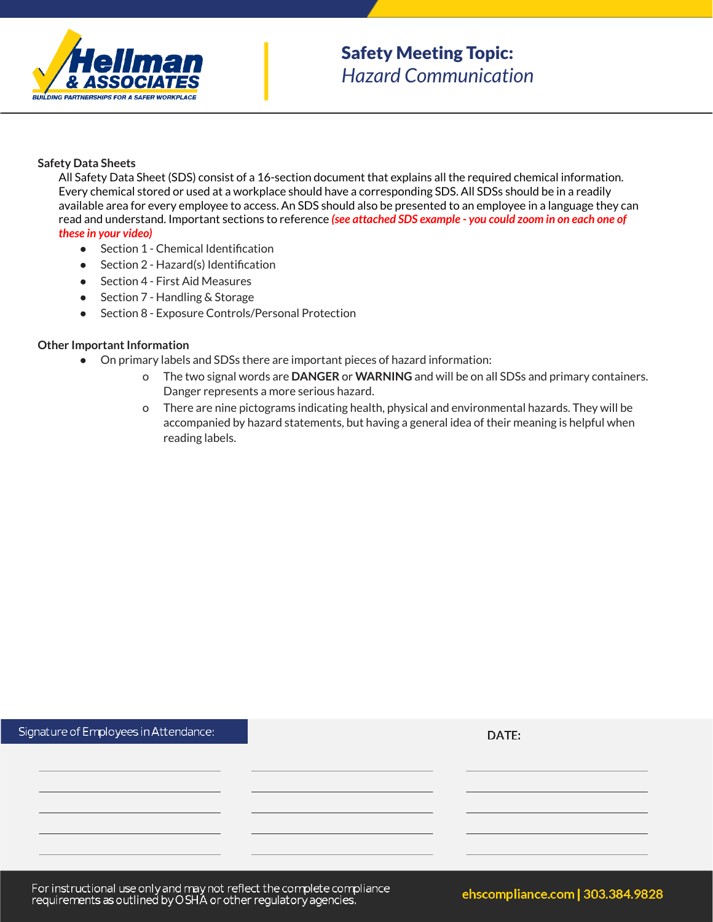**Safety Data Sheets**

All Safety Data Sheet (SDS) consist of a 16-section document that explains all the required chemical information. Every chemical stored or used at a workplace should have a corresponding SDS. All SDSs should be in a readily available area for every employee to access. An SDS should also be presented to an employee in a language they can read and understand. Important sections to reference ***(see attached SDS example - you could zoom in on each one of these in your video)***

- Section 1 - Chemical Identification
- Section 2 - Hazard(s) Identification
- Section 4 - First Aid Measures
- Section 7 - Handling & Storage
- Section 8 - Exposure Controls/Personal Protection

**Other Important Information**

- On primary labels and SDSs there are important pieces of hazard information:
    - The two signal words are **DANGER** or **WARNING** and will be on all SDSs and primary containers. Danger represents a more serious hazard.
    - There are nine pictograms indicating health, physical and environmental hazards. They will be accompanied by hazard statements, but having a general idea of their meaning is helpful when reading labels.

Signature of Employees in Attendance:

DATE:

| | | |
|---|---|---|
| ______________________ | ______________________ | ______________________ |
| ______________________ | ______________________ | ______________________ |
| ______________________ | ______________________ | ______________________ |
| ______________________ | ______________________ | ______________________ |
| ______________________ | ______________________ | ______________________ |

For instructional use only and may not reflect the complete compliance requirements as outlined by OSHA or other regulatory agencies.

ehscompliance.com | 303.384.9828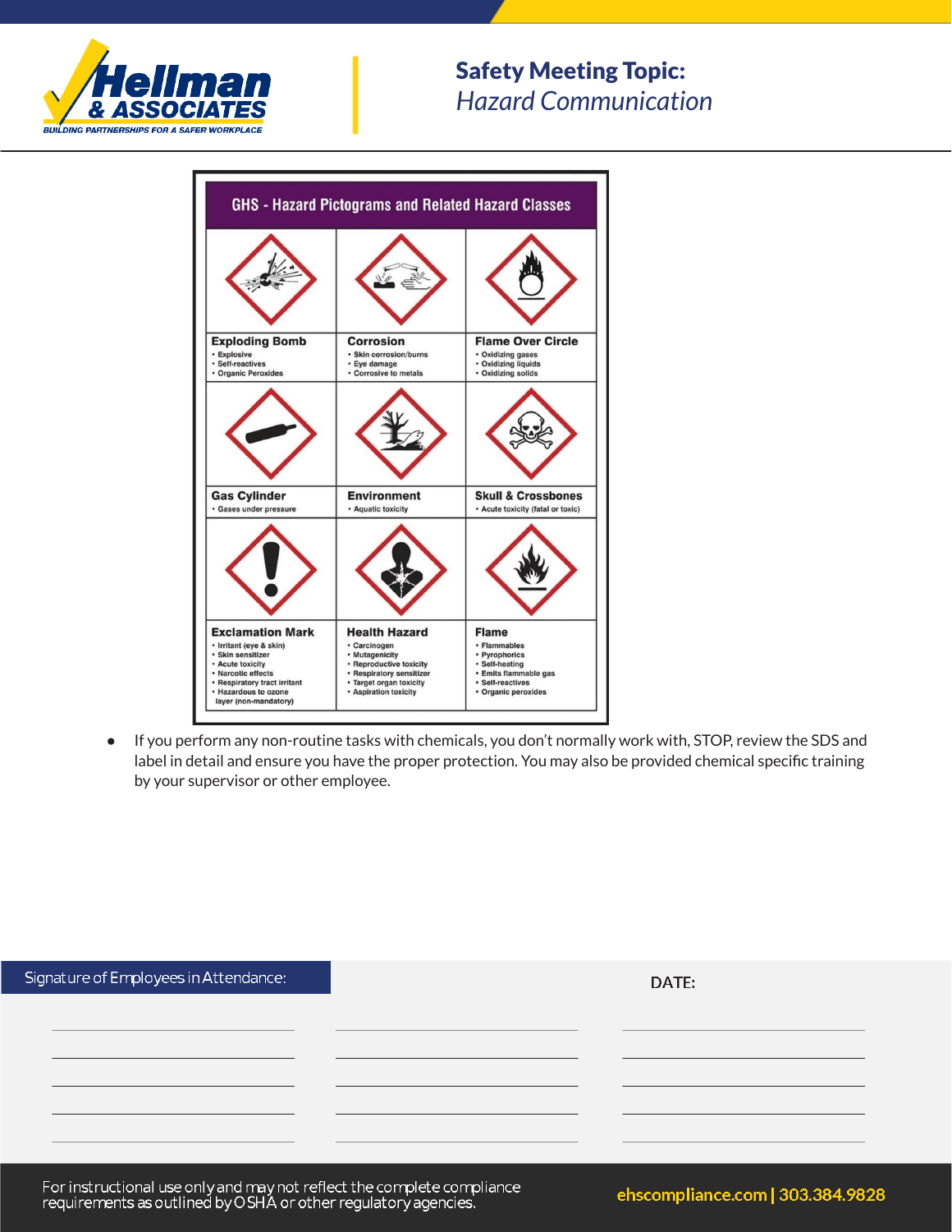**Safety Meeting Topic:**
*Hazard Communication*

## GHS - Hazard Pictograms and Related Hazard Classes

| | | |
|---|---|---|
| **Exploding Bomb**<br>• Explosive<br>• Self-reactives<br>• Organic Peroxides | **Corrosion**<br>• Skin corrosion/burns<br>• Eye damage<br>• Corrosive to metals | **Flame Over Circle**<br>• Oxidizing gases<br>• Oxidizing liquids<br>• Oxidizing solids |
| **Gas Cylinder**<br>• Gases under pressure | **Environment**<br>• Aquatic toxicity | **Skull & Crossbones**<br>• Acute toxicity (fatal or toxic) |
| **Exclamation Mark**<br>• Irritant (eye & skin)<br>• Skin sensitizer<br>• Acute toxicity<br>• Narcotic effects<br>• Respiratory tract irritant<br>• Hazardous to ozone layer (non-mandatory) | **Health Hazard**<br>• Carcinogen<br>• Mutagenicity<br>• Reproductive toxicity<br>• Respiratory sensitizer<br>• Target organ toxicity<br>• Aspiration toxicity | **Flame**<br>• Flammables<br>• Pyrophorics<br>• Self-heating<br>• Emits flammable gas<br>• Self-reactives<br>• Organic peroxides |

- If you perform any non-routine tasks with chemicals, you don't normally work with, STOP, review the SDS and label in detail and ensure you have the proper protection. You may also be provided chemical specific training by your supervisor or other employee.

Signature of Employees in Attendance:

DATE:

For instructional use only and may not reflect the complete compliance requirements as outlined by OSHA or other regulatory agencies.

ehscompliance.com | 303.384.9828